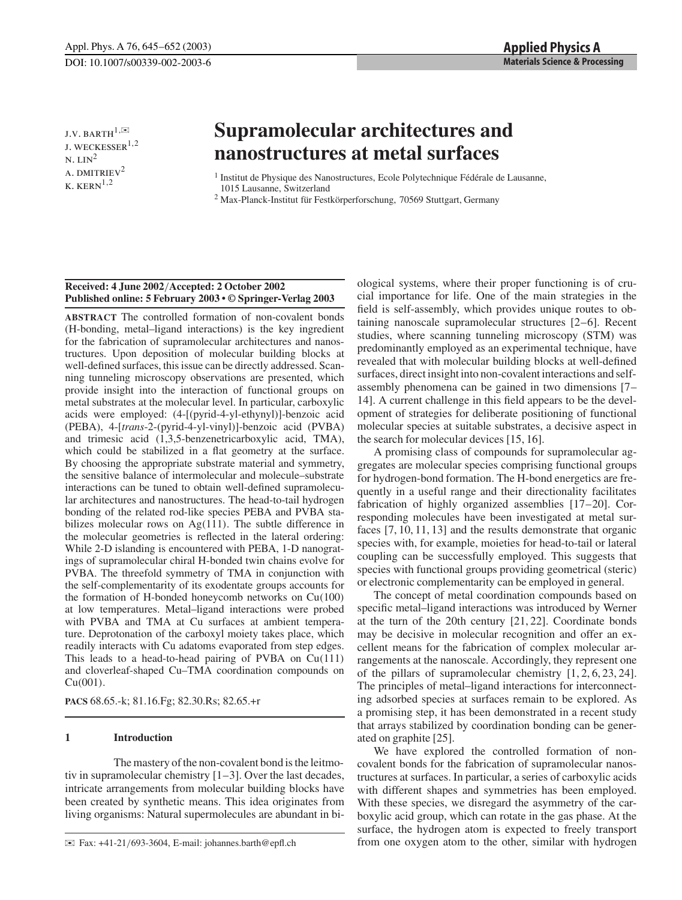DOI: 10.1007/s00339-002-2003-6

J.V. BARTH[1,✉]
J. WECKESSER[1,2]
N. LIN[2]
A. DMITRIEV[2]
K. KERN[1,2]

# Supramolecular architectures and nanostructures at metal surfaces

[1] Institut de Physique des Nanostructures, Ecole Polytechnique Fédérale de Lausanne, 1015 Lausanne, Switzerland

[2] Max-Planck-Institut für Festkörperforschung, 70569 Stuttgart, Germany

**Received: 4 June 2002/Accepted: 2 October 2002**
**Published online: 5 February 2003 • © Springer-Verlag 2003**

**ABSTRACT** The controlled formation of non-covalent bonds (H-bonding, metal–ligand interactions) is the key ingredient for the fabrication of supramolecular architectures and nanostructures. Upon deposition of molecular building blocks at well-defined surfaces, this issue can be directly addressed. Scanning tunneling microscopy observations are presented, which provide insight into the interaction of functional groups on metal substrates at the molecular level. In particular, carboxylic acids were employed: (4-[(pyrid-4-yl-ethynyl)]-benzoic acid (PEBA), 4-[*trans*-2-(pyrid-4-yl-vinyl)]-benzoic acid (PVBA) and trimesic acid (1,3,5-benzenetricarboxylic acid, TMA), which could be stabilized in a flat geometry at the surface. By choosing the appropriate substrate material and symmetry, the sensitive balance of intermolecular and molecule–substrate interactions can be tuned to obtain well-defined supramolecular architectures and nanostructures. The head-to-tail hydrogen bonding of the related rod-like species PEBA and PVBA stabilizes molecular rows on Ag(111). The subtle difference in the molecular geometries is reflected in the lateral ordering: While 2-D islanding is encountered with PEBA, 1-D nanogratings of supramolecular chiral H-bonded twin chains evolve for PVBA. The threefold symmetry of TMA in conjunction with the self-complementarity of its exodentate groups accounts for the formation of H-bonded honeycomb networks on Cu(100) at low temperatures. Metal–ligand interactions were probed with PVBA and TMA at Cu surfaces at ambient temperature. Deprotonation of the carboxyl moiety takes place, which readily interacts with Cu adatoms evaporated from step edges. This leads to a head-to-head pairing of PVBA on Cu(111) and cloverleaf-shaped Cu–TMA coordination compounds on Cu(001).

**PACS** 68.65.-k; 81.16.Fg; 82.30.Rs; 82.65.+r

## 1 Introduction

The mastery of the non-covalent bond is the leitmotiv in supramolecular chemistry [1–3]. Over the last decades, intricate arrangements from molecular building blocks have been created by synthetic means. This idea originates from living organisms: Natural supermolecules are abundant in biological systems, where their proper functioning is of crucial importance for life. One of the main strategies in the field is self-assembly, which provides unique routes to obtaining nanoscale supramolecular structures [2–6]. Recent studies, where scanning tunneling microscopy (STM) was predominantly employed as an experimental technique, have revealed that with molecular building blocks at well-defined surfaces, direct insight into non-covalent interactions and self-assembly phenomena can be gained in two dimensions [7–14]. A current challenge in this field appears to be the development of strategies for deliberate positioning of functional molecular species at suitable substrates, a decisive aspect in the search for molecular devices [15, 16].

A promising class of compounds for supramolecular aggregates are molecular species comprising functional groups for hydrogen-bond formation. The H-bond energetics are frequently in a useful range and their directionality facilitates fabrication of highly organized assemblies [17–20]. Corresponding molecules have been investigated at metal surfaces [7, 10, 11, 13] and the results demonstrate that organic species with, for example, moieties for head-to-tail or lateral coupling can be successfully employed. This suggests that species with functional groups providing geometrical (steric) or electronic complementarity can be employed in general.

The concept of metal coordination compounds based on specific metal–ligand interactions was introduced by Werner at the turn of the 20th century [21, 22]. Coordinate bonds may be decisive in molecular recognition and offer an excellent means for the fabrication of complex molecular arrangements at the nanoscale. Accordingly, they represent one of the pillars of supramolecular chemistry [1, 2, 6, 23, 24]. The principles of metal–ligand interactions for interconnecting adsorbed species at surfaces remain to be explored. As a promising step, it has been demonstrated in a recent study that arrays stabilized by coordination bonding can be generated on graphite [25].

We have explored the controlled formation of non-covalent bonds for the fabrication of supramolecular nanostructures at surfaces. In particular, a series of carboxylic acids with different shapes and symmetries has been employed. With these species, we disregard the asymmetry of the carboxylic acid group, which can rotate in the gas phase. At the surface, the hydrogen atom is expected to freely transport from one oxygen atom to the other, similar with hydrogen

✉ Fax: +41-21/693-3604, E-mail: johannes.barth@epfl.ch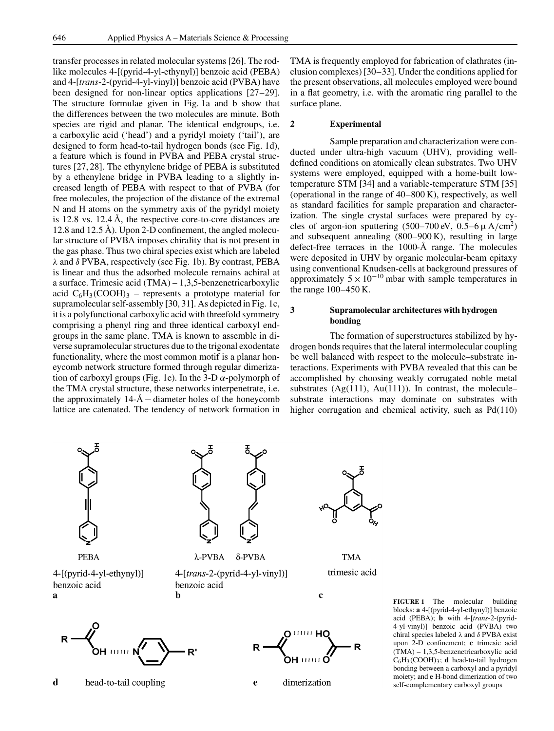transfer processes in related molecular systems [26]. The rod-like molecules 4-[(pyrid-4-yl-ethynyl)] benzoic acid (PEBA) and 4-[*trans*-2-(pyrid-4-yl-vinyl)] benzoic acid (PVBA) have been designed for non-linear optics applications [27–29]. The structure formulae given in Fig. 1a and b show that the differences between the two molecules are minute. Both species are rigid and planar. The identical endgroups, i.e. a carboxylic acid ('head') and a pyridyl moiety ('tail'), are designed to form head-to-tail hydrogen bonds (see Fig. 1d), a feature which is found in PVBA and PEBA crystal structures [27, 28]. The ethynylene bridge of PEBA is substituted by a ethenylene bridge in PVBA leading to a slightly increased length of PEBA with respect to that of PVBA (for free molecules, the projection of the distance of the extremal N and H atoms on the symmetry axis of the pyridyl moiety is 12.8 vs. 12.4 Å, the respective core-to-core distances are 12.8 and 12.5 Å). Upon 2-D confinement, the angled molecular structure of PVBA imposes chirality that is not present in the gas phase. Thus two chiral species exist which are labeled $\lambda$ and $\delta$ PVBA, respectively (see Fig. 1b). By contrast, PEBA is linear and thus the adsorbed molecule remains achiral at a surface. Trimesic acid (TMA) – 1,3,5-benzenetricarboxylic acid $C_6H_3(COOH)_3$ – represents a prototype material for supramolecular self-assembly [30, 31]. As depicted in Fig. 1c, it is a polyfunctional carboxylic acid with threefold symmetry comprising a phenyl ring and three identical carboxyl endgroups in the same plane. TMA is known to assemble in diverse supramolecular structures due to the trigonal exodentate functionality, where the most common motif is a planar honeycomb network structure formed through regular dimerization of carboxyl groups (Fig. 1e). In the 3-D $\alpha$-polymorph of the TMA crystal structure, these networks interpenetrate, i.e. the approximately 14-Å – diameter holes of the honeycomb lattice are catenated. The tendency of network formation in TMA is frequently employed for fabrication of clathrates (inclusion complexes) [30–33]. Under the conditions applied for the present observations, all molecules employed were bound in a flat geometry, i.e. with the aromatic ring parallel to the surface plane.

## 2 Experimental

Sample preparation and characterization were conducted under ultra-high vacuum (UHV), providing well-defined conditions on atomically clean substrates. Two UHV systems were employed, equipped with a home-built low-temperature STM [34] and a variable-temperature STM [35] (operational in the range of 40–800 K), respectively, as well as standard facilities for sample preparation and characterization. The single crystal surfaces were prepared by cycles of argon-ion sputtering (500–700 eV, 0.5–6 μA/cm$^2$) and subsequent annealing (800–900 K), resulting in large defect-free terraces in the 1000-Å range. The molecules were deposited in UHV by organic molecular-beam epitaxy using conventional Knudsen-cells at background pressures of approximately $5 \times 10^{-10}$ mbar with sample temperatures in the range 100–450 K.

## 3 Supramolecular architectures with hydrogen bonding

The formation of superstructures stabilized by hydrogen bonds requires that the lateral intermolecular coupling be well balanced with respect to the molecule–substrate interactions. Experiments with PVBA revealed that this can be accomplished by choosing weakly corrugated noble metal substrates (Ag(111), Au(111)). In contrast, the molecule–substrate interactions may dominate on substrates with higher corrugation and chemical activity, such as Pd(110)

PEBA — 4-[(pyrid-4-yl-ethynyl)] benzoic acid — **a**

λ-PVBA δ-PVBA — 4-[*trans*-2-(pyrid-4-yl-vinyl)] benzoic acid — **b**

TMA — trimesic acid — **c**

**d** head-to-tail coupling

**e** dimerization

**FIGURE 1** The molecular building blocks: **a** 4-[(pyrid-4-yl-ethynyl)] benzoic acid (PEBA); **b** with 4-[*trans*-2-(pyrid-4-yl-vinyl)] benzoic acid (PVBA) two chiral species labeled $\lambda$ and $\delta$ PVBA exist upon 2-D confinement; **c** trimesic acid (TMA) – 1,3,5-benzenetricarboxylic acid $C_6H_3(COOH)_3$; **d** head-to-tail hydrogen bonding between a carboxyl and a pyridyl moiety; and **e** H-bond dimerization of two self-complementary carboxyl groups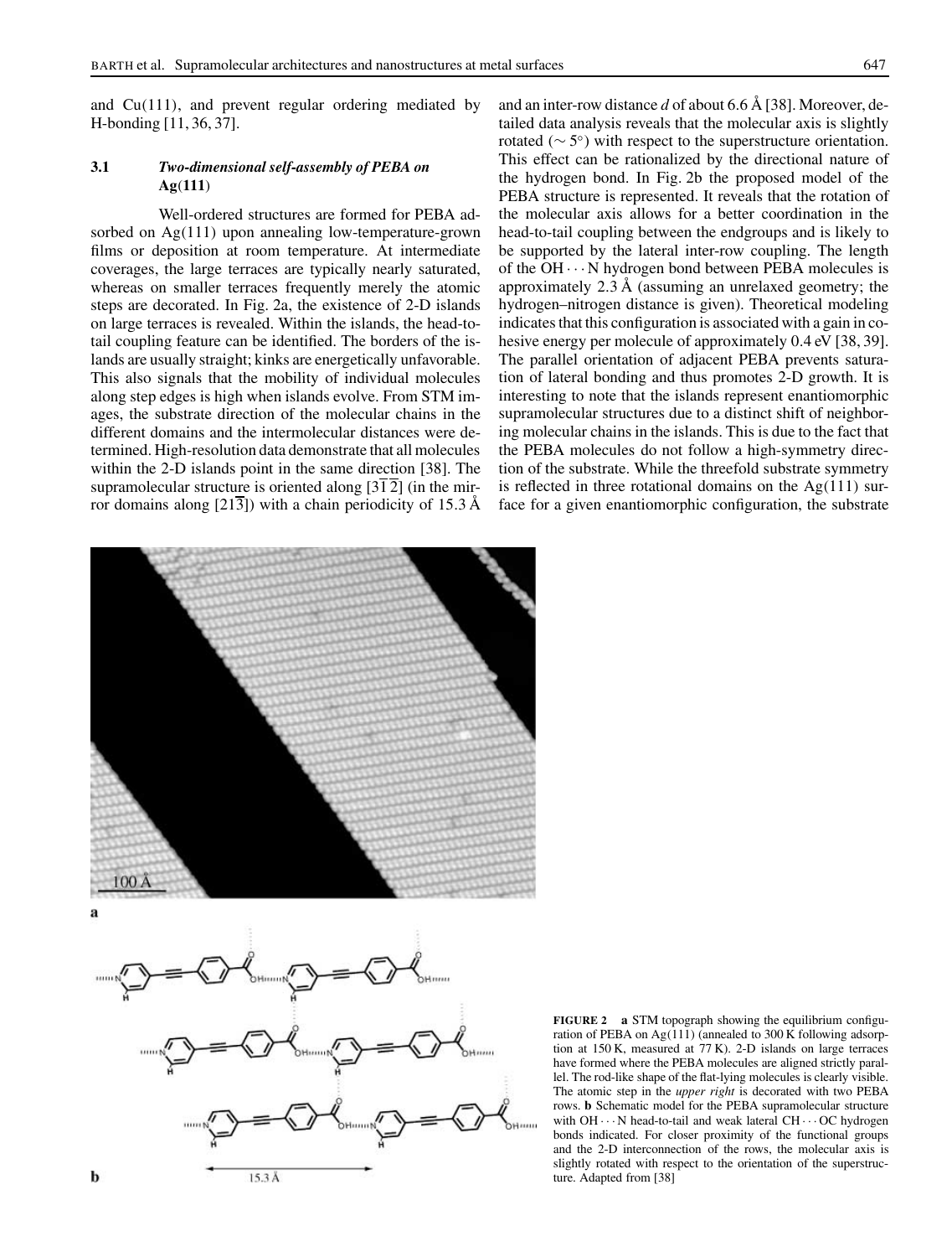and Cu(111), and prevent regular ordering mediated by H-bonding [11, 36, 37].

### 3.1 *Two-dimensional self-assembly of PEBA on* **Ag(111)**

Well-ordered structures are formed for PEBA adsorbed on Ag(111) upon annealing low-temperature-grown films or deposition at room temperature. At intermediate coverages, the large terraces are typically nearly saturated, whereas on smaller terraces frequently merely the atomic steps are decorated. In Fig. 2a, the existence of 2-D islands on large terraces is revealed. Within the islands, the head-to-tail coupling feature can be identified. The borders of the islands are usually straight; kinks are energetically unfavorable. This also signals that the mobility of individual molecules along step edges is high when islands evolve. From STM images, the substrate direction of the molecular chains in the different domains and the intermolecular distances were determined. High-resolution data demonstrate that all molecules within the 2-D islands point in the same direction [38]. The supramolecular structure is oriented along $[3\overline{1}\,\overline{2}]$ (in the mirror domains along $[21\overline{3}]$) with a chain periodicity of 15.3 Å and an inter-row distance $d$ of about 6.6 Å [38]. Moreover, detailed data analysis reveals that the molecular axis is slightly rotated ($\sim 5°$) with respect to the superstructure orientation. This effect can be rationalized by the directional nature of the hydrogen bond. In Fig. 2b the proposed model of the PEBA structure is represented. It reveals that the rotation of the molecular axis allows for a better coordination in the head-to-tail coupling between the endgroups and is likely to be supported by the lateral inter-row coupling. The length of the OH $\cdots$ N hydrogen bond between PEBA molecules is approximately 2.3 Å (assuming an unrelaxed geometry; the hydrogen–nitrogen distance is given). Theoretical modeling indicates that this configuration is associated with a gain in cohesive energy per molecule of approximately 0.4 eV [38, 39]. The parallel orientation of adjacent PEBA prevents saturation of lateral bonding and thus promotes 2-D growth. It is interesting to note that the islands represent enantiomorphic supramolecular structures due to a distinct shift of neighboring molecular chains in the islands. This is due to the fact that the PEBA molecules do not follow a high-symmetry direction of the substrate. While the threefold substrate symmetry is reflected in three rotational domains on the Ag(111) surface for a given enantiomorphic configuration, the substrate

**FIGURE 2** **a** STM topograph showing the equilibrium configuration of PEBA on Ag(111) (annealed to 300 K following adsorption at 150 K, measured at 77 K). 2-D islands on large terraces have formed where the PEBA molecules are aligned strictly parallel. The rod-like shape of the flat-lying molecules is clearly visible. The atomic step in the *upper right* is decorated with two PEBA rows. **b** Schematic model for the PEBA supramolecular structure with OH $\cdots$ N head-to-tail and weak lateral CH $\cdots$ OC hydrogen bonds indicated. For closer proximity of the functional groups and the 2-D interconnection of the rows, the molecular axis is slightly rotated with respect to the orientation of the superstructure. Adapted from [38]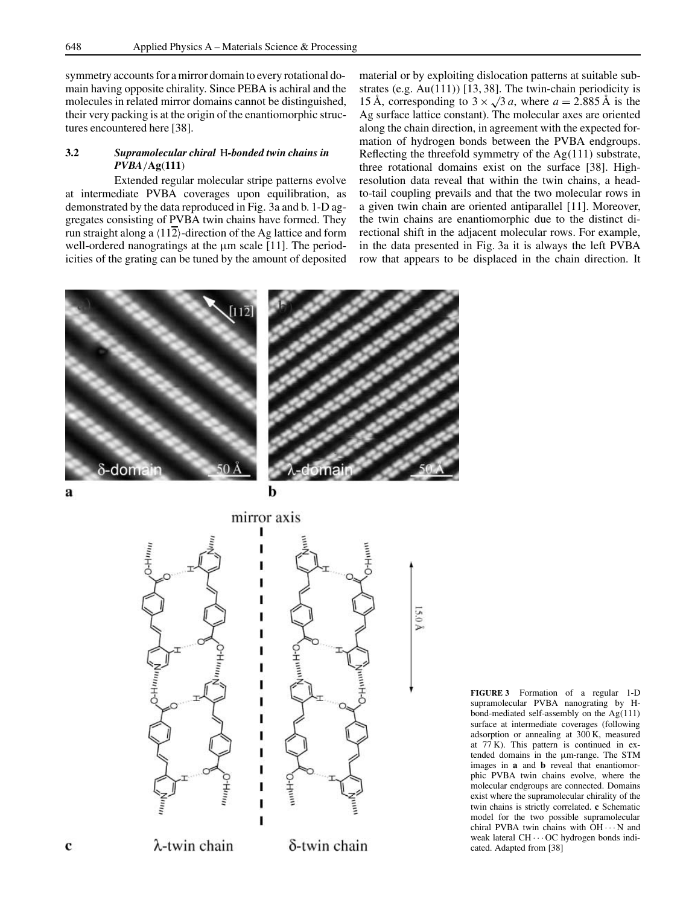symmetry accounts for a mirror domain to every rotational domain having opposite chirality. Since PEBA is achiral and the molecules in related mirror domains cannot be distinguished, their very packing is at the origin of the enantiomorphic structures encountered here [38].

### 3.2 *Supramolecular chiral* H*-bonded twin chains in PVBA*/**Ag(111)**

Extended regular molecular stripe patterns evolve at intermediate PVBA coverages upon equilibration, as demonstrated by the data reproduced in Fig. 3a and b. 1-D aggregates consisting of PVBA twin chains have formed. They run straight along a $\langle 11\overline{2}\rangle$-direction of the Ag lattice and form well-ordered nanogratings at the μm scale [11]. The periodicities of the grating can be tuned by the amount of deposited material or by exploiting dislocation patterns at suitable substrates (e.g. Au(111)) [13, 38]. The twin-chain periodicity is 15 Å, corresponding to $3 \times \sqrt{3}\,a$, where $a = 2.885$ Å is the Ag surface lattice constant). The molecular axes are oriented along the chain direction, in agreement with the expected formation of hydrogen bonds between the PVBA endgroups. Reflecting the threefold symmetry of the Ag(111) substrate, three rotational domains exist on the surface [38]. High-resolution data reveal that within the twin chains, a head-to-tail coupling prevails and that the two molecular rows in a given twin chain are oriented antiparallel [11]. Moreover, the twin chains are enantiomorphic due to the distinct directional shift in the adjacent molecular rows. For example, in the data presented in Fig. 3a it is always the left PVBA row that appears to be displaced in the chain direction. It

**FIGURE 3** Formation of a regular 1-D supramolecular PVBA nanograting by H-bond-mediated self-assembly on the Ag(111) surface at intermediate coverages (following adsorption or annealing at 300 K, measured at 77 K). This pattern is continued in extended domains in the μm-range. The STM images in **a** and **b** reveal that enantiomorphic PVBA twin chains evolve, where the molecular endgroups are connected. Domains exist where the supramolecular chirality of the twin chains is strictly correlated. **c** Schematic model for the two possible supramolecular chiral PVBA twin chains with OH···N and weak lateral CH···OC hydrogen bonds indicated. Adapted from [38]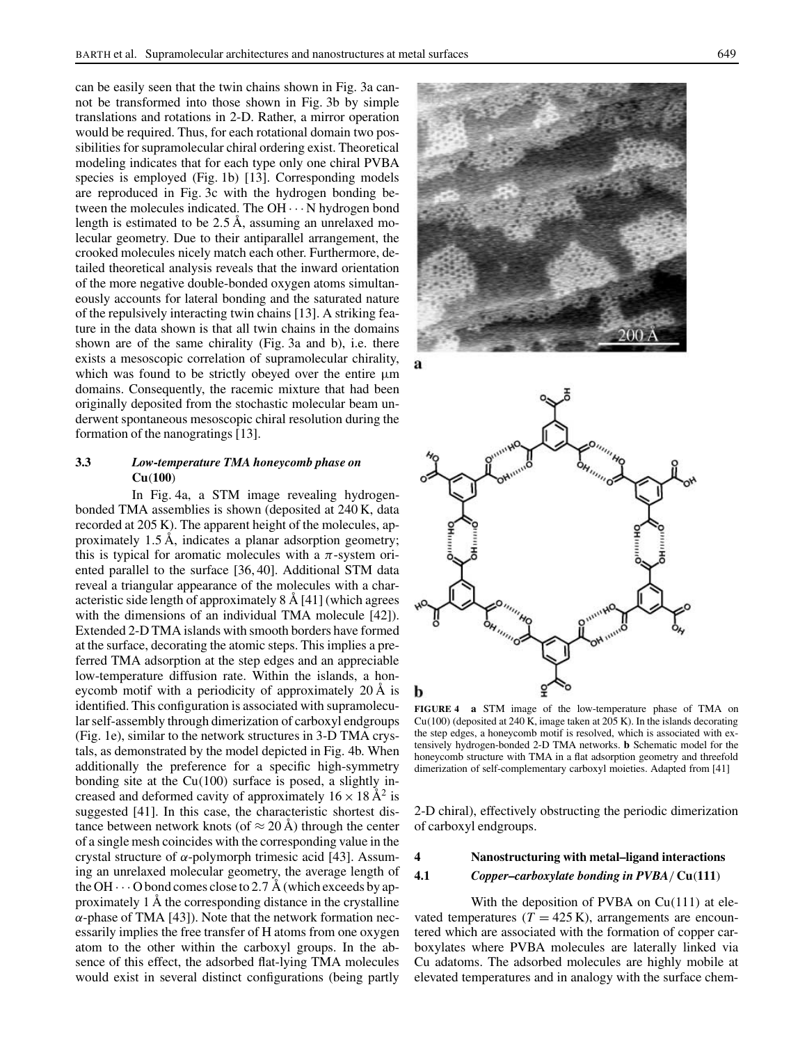can be easily seen that the twin chains shown in Fig. 3a cannot be transformed into those shown in Fig. 3b by simple translations and rotations in 2-D. Rather, a mirror operation would be required. Thus, for each rotational domain two possibilities for supramolecular chiral ordering exist. Theoretical modeling indicates that for each type only one chiral PVBA species is employed (Fig. 1b) [13]. Corresponding models are reproduced in Fig. 3c with the hydrogen bonding between the molecules indicated. The OH···N hydrogen bond length is estimated to be 2.5 Å, assuming an unrelaxed molecular geometry. Due to their antiparallel arrangement, the crooked molecules nicely match each other. Furthermore, detailed theoretical analysis reveals that the inward orientation of the more negative double-bonded oxygen atoms simultaneously accounts for lateral bonding and the saturated nature of the repulsively interacting twin chains [13]. A striking feature in the data shown is that all twin chains in the domains shown are of the same chirality (Fig. 3a and b), i.e. there exists a mesoscopic correlation of supramolecular chirality, which was found to be strictly obeyed over the entire μm domains. Consequently, the racemic mixture that had been originally deposited from the stochastic molecular beam underwent spontaneous mesoscopic chiral resolution during the formation of the nanogratings [13].

### 3.3 Low-temperature TMA honeycomb phase on Cu(100)

In Fig. 4a, a STM image revealing hydrogen-bonded TMA assemblies is shown (deposited at 240 K, data recorded at 205 K). The apparent height of the molecules, approximately 1.5 Å, indicates a planar adsorption geometry; this is typical for aromatic molecules with a $\pi$-system oriented parallel to the surface [36, 40]. Additional STM data reveal a triangular appearance of the molecules with a characteristic side length of approximately 8 Å [41] (which agrees with the dimensions of an individual TMA molecule [42]). Extended 2-D TMA islands with smooth borders have formed at the surface, decorating the atomic steps. This implies a preferred TMA adsorption at the step edges and an appreciable low-temperature diffusion rate. Within the islands, a honeycomb motif with a periodicity of approximately 20 Å is identified. This configuration is associated with supramolecular self-assembly through dimerization of carboxyl endgroups (Fig. 1e), similar to the network structures in 3-D TMA crystals, as demonstrated by the model depicted in Fig. 4b. When additionally the preference for a specific high-symmetry bonding site at the Cu(100) surface is posed, a slightly increased and deformed cavity of approximately $16 \times 18$ Å$^2$ is suggested [41]. In this case, the characteristic shortest distance between network knots (of $\approx 20$ Å) through the center of a single mesh coincides with the corresponding value in the crystal structure of $\alpha$-polymorph trimesic acid [43]. Assuming an unrelaxed molecular geometry, the average length of the OH···O bond comes close to 2.7 Å (which exceeds by approximately 1 Å the corresponding distance in the crystalline $\alpha$-phase of TMA [43]). Note that the network formation necessarily implies the free transfer of H atoms from one oxygen atom to the other within the carboxyl groups. In the absence of this effect, the adsorbed flat-lying TMA molecules would exist in several distinct configurations (being partly 2-D chiral), effectively obstructing the periodic dimerization of carboxyl endgroups.

**FIGURE 4** **a** STM image of the low-temperature phase of TMA on Cu(100) (deposited at 240 K, image taken at 205 K). In the islands decorating the step edges, a honeycomb motif is resolved, which is associated with extensively hydrogen-bonded 2-D TMA networks. **b** Schematic model for the honeycomb structure with TMA in a flat adsorption geometry and threefold dimerization of self-complementary carboxyl moieties. Adapted from [41]

## 4 Nanostructuring with metal–ligand interactions

### 4.1 Copper–carboxylate bonding in PVBA/Cu(111)

With the deposition of PVBA on Cu(111) at elevated temperatures ($T = 425$ K), arrangements are encountered which are associated with the formation of copper carboxylates where PVBA molecules are laterally linked via Cu adatoms. The adsorbed molecules are highly mobile at elevated temperatures and in analogy with the surface chem-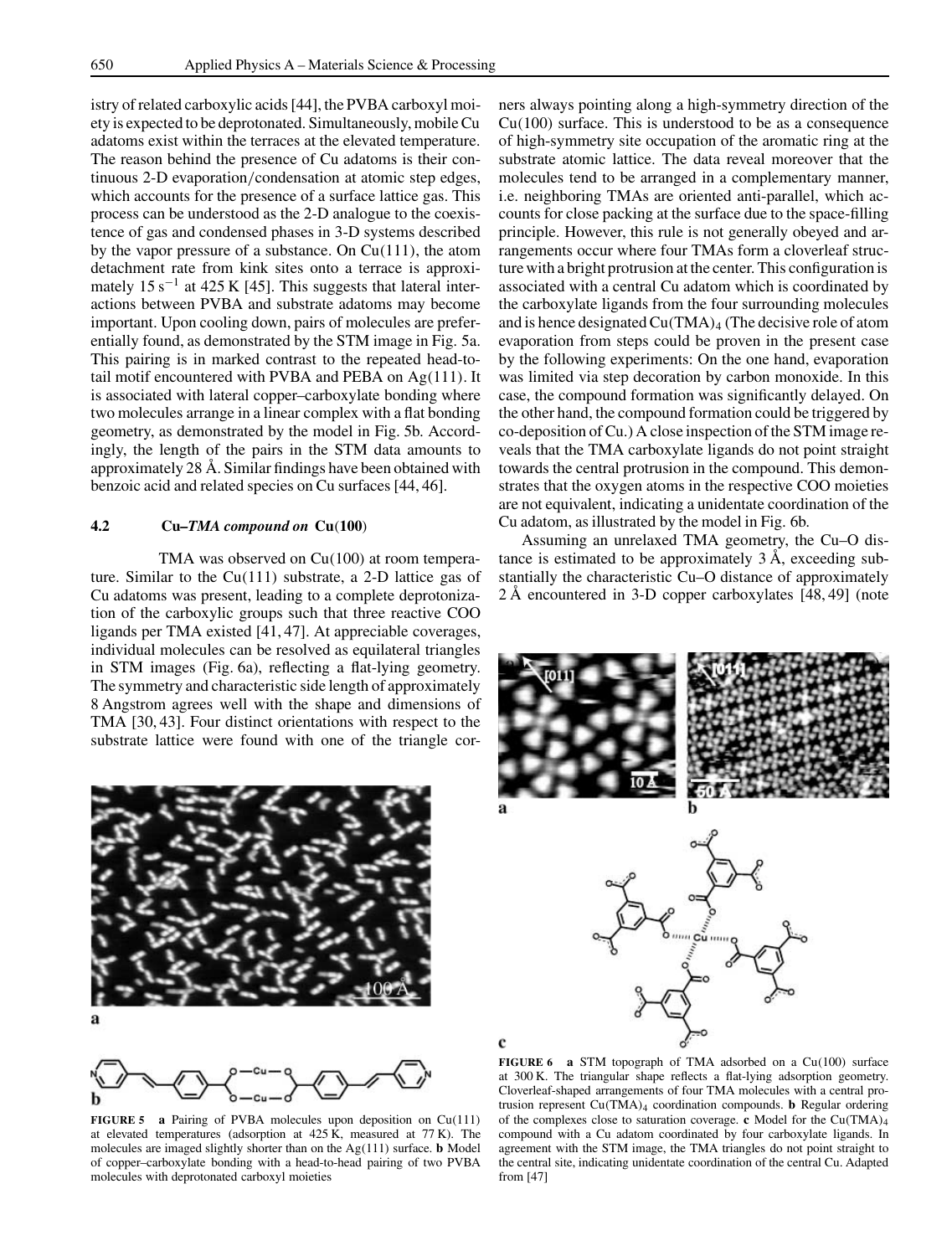istry of related carboxylic acids [44], the PVBA carboxyl moiety is expected to be deprotonated. Simultaneously, mobile Cu adatoms exist within the terraces at the elevated temperature. The reason behind the presence of Cu adatoms is their continuous 2-D evaporation/condensation at atomic step edges, which accounts for the presence of a surface lattice gas. This process can be understood as the 2-D analogue to the coexistence of gas and condensed phases in 3-D systems described by the vapor pressure of a substance. On Cu(111), the atom detachment rate from kink sites onto a terrace is approximately $15\,s^{-1}$ at 425 K [45]. This suggests that lateral interactions between PVBA and substrate adatoms may become important. Upon cooling down, pairs of molecules are preferentially found, as demonstrated by the STM image in Fig. 5a. This pairing is in marked contrast to the repeated head-to-tail motif encountered with PVBA and PEBA on Ag(111). It is associated with lateral copper–carboxylate bonding where two molecules arrange in a linear complex with a flat bonding geometry, as demonstrated by the model in Fig. 5b. Accordingly, the length of the pairs in the STM data amounts to approximately 28 Å. Similar findings have been obtained with benzoic acid and related species on Cu surfaces [44, 46].

### 4.2 Cu–*TMA compound on* Cu(100)

TMA was observed on Cu(100) at room temperature. Similar to the Cu(111) substrate, a 2-D lattice gas of Cu adatoms was present, leading to a complete deprotonization of the carboxylic groups such that three reactive COO ligands per TMA existed [41, 47]. At appreciable coverages, individual molecules can be resolved as equilateral triangles in STM images (Fig. 6a), reflecting a flat-lying geometry. The symmetry and characteristic side length of approximately 8 Angstrom agrees well with the shape and dimensions of TMA [30, 43]. Four distinct orientations with respect to the substrate lattice were found with one of the triangle corners always pointing along a high-symmetry direction of the Cu(100) surface. This is understood to be as a consequence of high-symmetry site occupation of the aromatic ring at the substrate atomic lattice. The data reveal moreover that the molecules tend to be arranged in a complementary manner, i.e. neighboring TMAs are oriented anti-parallel, which accounts for close packing at the surface due to the space-filling principle. However, this rule is not generally obeyed and arrangements occur where four TMAs form a cloverleaf structure with a bright protrusion at the center. This configuration is associated with a central Cu adatom which is coordinated by the carboxylate ligands from the four surrounding molecules and is hence designated $Cu(TMA)_4$ (The decisive role of atom evaporation from steps could be proven in the present case by the following experiments: On the one hand, evaporation was limited via step decoration by carbon monoxide. In this case, the compound formation was significantly delayed. On the other hand, the compound formation could be triggered by co-deposition of Cu.) A close inspection of the STM image reveals that the TMA carboxylate ligands do not point straight towards the central protrusion in the compound. This demonstrates that the oxygen atoms in the respective COO moieties are not equivalent, indicating a unidentate coordination of the Cu adatom, as illustrated by the model in Fig. 6b.

Assuming an unrelaxed TMA geometry, the Cu–O distance is estimated to be approximately 3 Å, exceeding substantially the characteristic Cu–O distance of approximately 2 Å encountered in 3-D copper carboxylates [48, 49] (note

**FIGURE 5** **a** Pairing of PVBA molecules upon deposition on Cu(111) at elevated temperatures (adsorption at 425 K, measured at 77 K). The molecules are imaged slightly shorter than on the Ag(111) surface. **b** Model of copper–carboxylate bonding with a head-to-head pairing of two PVBA molecules with deprotonated carboxyl moieties

**FIGURE 6** **a** STM topograph of TMA adsorbed on a Cu(100) surface at 300 K. The triangular shape reflects a flat-lying adsorption geometry. Cloverleaf-shaped arrangements of four TMA molecules with a central protrusion represent $Cu(TMA)_4$ coordination compounds. **b** Regular ordering of the complexes close to saturation coverage. **c** Model for the $Cu(TMA)_4$ compound with a Cu adatom coordinated by four carboxylate ligands. In agreement with the STM image, the TMA triangles do not point straight to the central site, indicating unidentate coordination of the central Cu. Adapted from [47]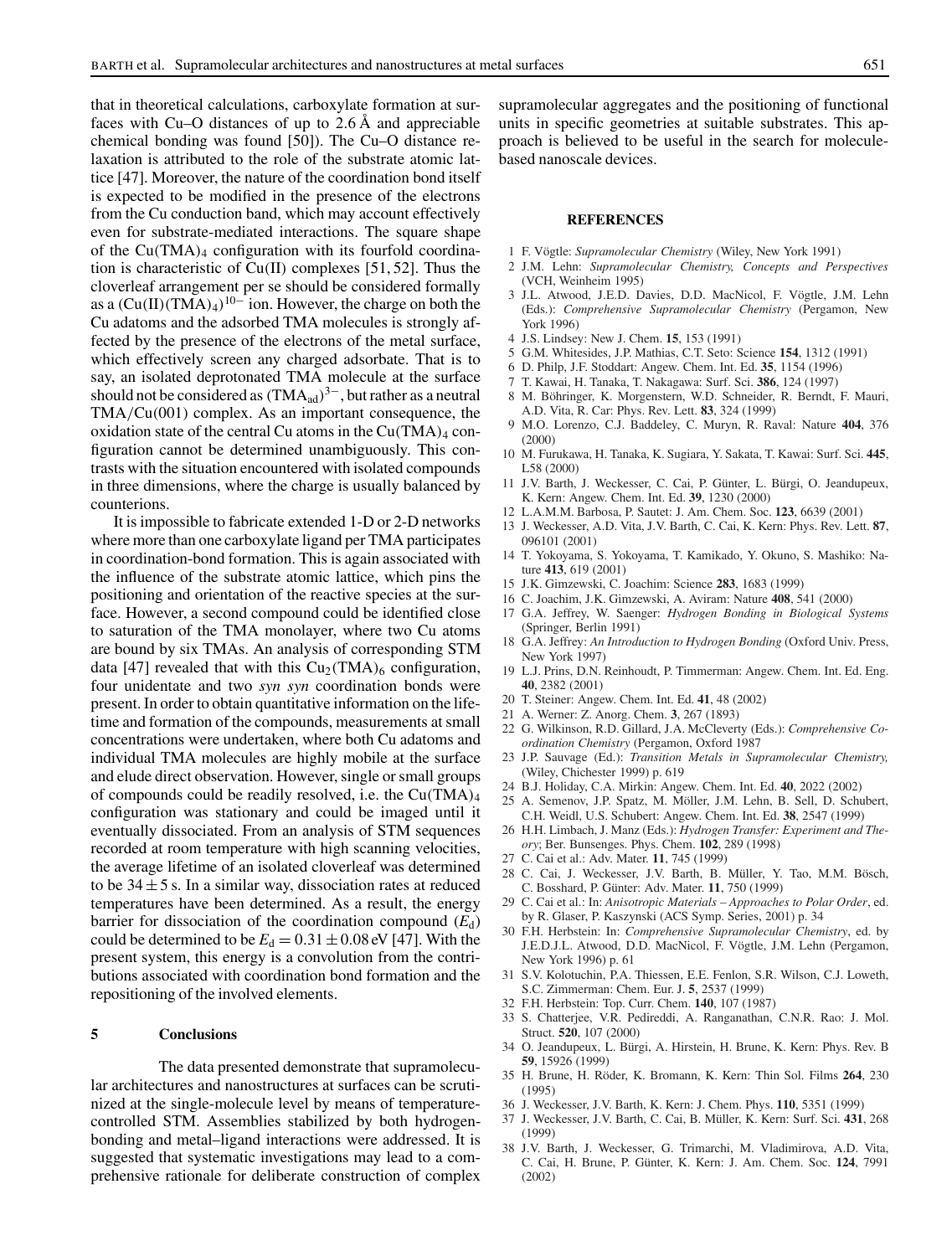that in theoretical calculations, carboxylate formation at surfaces with Cu–O distances of up to 2.6 Å and appreciable chemical bonding was found [50]). The Cu–O distance relaxation is attributed to the role of the substrate atomic lattice [47]. Moreover, the nature of the coordination bond itself is expected to be modified in the presence of the electrons from the Cu conduction band, which may account effectively even for substrate-mediated interactions. The square shape of the $Cu(TMA)_4$ configuration with its fourfold coordination is characteristic of Cu(II) complexes [51, 52]. Thus the cloverleaf arrangement per se should be considered formally as a $(Cu(II)(TMA)_4)^{10-}$ ion. However, the charge on both the Cu adatoms and the adsorbed TMA molecules is strongly affected by the presence of the electrons of the metal surface, which effectively screen any charged adsorbate. That is to say, an isolated deprotonated TMA molecule at the surface should not be considered as $(TMA_{ad})^{3-}$, but rather as a neutral TMA/Cu(001) complex. As an important consequence, the oxidation state of the central Cu atoms in the $Cu(TMA)_4$ configuration cannot be determined unambiguously. This contrasts with the situation encountered with isolated compounds in three dimensions, where the charge is usually balanced by counterions.

It is impossible to fabricate extended 1-D or 2-D networks where more than one carboxylate ligand per TMA participates in coordination-bond formation. This is again associated with the influence of the substrate atomic lattice, which pins the positioning and orientation of the reactive species at the surface. However, a second compound could be identified close to saturation of the TMA monolayer, where two Cu atoms are bound by six TMAs. An analysis of corresponding STM data [47] revealed that with this $Cu_2(TMA)_6$ configuration, four unidentate and two *syn syn* coordination bonds were present. In order to obtain quantitative information on the lifetime and formation of the compounds, measurements at small concentrations were undertaken, where both Cu adatoms and individual TMA molecules are highly mobile at the surface and elude direct observation. However, single or small groups of compounds could be readily resolved, i.e. the $Cu(TMA)_4$ configuration was stationary and could be imaged until it eventually dissociated. From an analysis of STM sequences recorded at room temperature with high scanning velocities, the average lifetime of an isolated cloverleaf was determined to be $34 \pm 5$ s. In a similar way, dissociation rates at reduced temperatures have been determined. As a result, the energy barrier for dissociation of the coordination compound ($E_d$) could be determined to be $E_d = 0.31 \pm 0.08$ eV [47]. With the present system, this energy is a convolution from the contributions associated with coordination bond formation and the repositioning of the involved elements.

## 5 Conclusions

The data presented demonstrate that supramolecular architectures and nanostructures at surfaces can be scrutinized at the single-molecule level by means of temperature-controlled STM. Assemblies stabilized by both hydrogen-bonding and metal–ligand interactions were addressed. It is suggested that systematic investigations may lead to a comprehensive rationale for deliberate construction of complex supramolecular aggregates and the positioning of functional units in specific geometries at suitable substrates. This approach is believed to be useful in the search for molecule-based nanoscale devices.

## REFERENCES

1. F. Vögtle: *Supramolecular Chemistry* (Wiley, New York 1991)
2. J.M. Lehn: *Supramolecular Chemistry, Concepts and Perspectives* (VCH, Weinheim 1995)
3. J.L. Atwood, J.E.D. Davies, D.D. MacNicol, F. Vögtle, J.M. Lehn (Eds.): *Comprehensive Supramolecular Chemistry* (Pergamon, New York 1996)
4. J.S. Lindsey: New J. Chem. **15**, 153 (1991)
5. G.M. Whitesides, J.P. Mathias, C.T. Seto: Science **154**, 1312 (1991)
6. D. Philp, J.F. Stoddart: Angew. Chem. Int. Ed. **35**, 1154 (1996)
7. T. Kawai, H. Tanaka, T. Nakagawa: Surf. Sci. **386**, 124 (1997)
8. M. Böhringer, K. Morgenstern, W.D. Schneider, R. Berndt, F. Mauri, A.D. Vita, R. Car: Phys. Rev. Lett. **83**, 324 (1999)
9. M.O. Lorenzo, C.J. Baddeley, C. Muryn, R. Raval: Nature **404**, 376 (2000)
10. M. Furukawa, H. Tanaka, K. Sugiara, Y. Sakata, T. Kawai: Surf. Sci. **445**, L58 (2000)
11. J.V. Barth, J. Weckesser, C. Cai, P. Günter, L. Bürgi, O. Jeandupeux, K. Kern: Angew. Chem. Int. Ed. **39**, 1230 (2000)
12. L.A.M.M. Barbosa, P. Sautet: J. Am. Chem. Soc. **123**, 6639 (2001)
13. J. Weckesser, A.D. Vita, J.V. Barth, C. Cai, K. Kern: Phys. Rev. Lett. **87**, 096101 (2001)
14. T. Yokoyama, S. Yokoyama, T. Kamikado, Y. Okuno, S. Mashiko: Nature **413**, 619 (2001)
15. J.K. Gimzewski, C. Joachim: Science **283**, 1683 (1999)
16. C. Joachim, J.K. Gimzewski, A. Aviram: Nature **408**, 541 (2000)
17. G.A. Jeffrey, W. Saenger: *Hydrogen Bonding in Biological Systems* (Springer, Berlin 1991)
18. G.A. Jeffrey: *An Introduction to Hydrogen Bonding* (Oxford Univ. Press, New York 1997)
19. L.J. Prins, D.N. Reinhoudt, P. Timmerman: Angew. Chem. Int. Ed. Eng. **40**, 2382 (2001)
20. T. Steiner: Angew. Chem. Int. Ed. **41**, 48 (2002)
21. A. Werner: Z. Anorg. Chem. **3**, 267 (1893)
22. G. Wilkinson, R.D. Gillard, J.A. McCleverty (Eds.): *Comprehensive Coordination Chemistry* (Pergamon, Oxford 1987
23. J.P. Sauvage (Ed.): *Transition Metals in Supramolecular Chemistry,* (Wiley, Chichester 1999) p. 619
24. B.J. Holiday, C.A. Mirkin: Angew. Chem. Int. Ed. **40**, 2022 (2002)
25. A. Semenov, J.P. Spatz, M. Möller, J.M. Lehn, B. Sell, D. Schubert, C.H. Weidl, U.S. Schubert: Angew. Chem. Int. Ed. **38**, 2547 (1999)
26. H.H. Limbach, J. Manz (Eds.): *Hydrogen Transfer: Experiment and Theory*; Ber. Bunsenges. Phys. Chem. **102**, 289 (1998)
27. C. Cai et al.: Adv. Mater. **11**, 745 (1999)
28. C. Cai, J. Weckesser, J.V. Barth, B. Müller, Y. Tao, M.M. Bösch, C. Bosshard, P. Günter: Adv. Mater. **11**, 750 (1999)
29. C. Cai et al.: In: *Anisotropic Materials – Approaches to Polar Order*, ed. by R. Glaser, P. Kaszynski (ACS Symp. Series, 2001) p. 34
30. F.H. Herbstein: In: *Comprehensive Supramolecular Chemistry*, ed. by J.E.D.J.L. Atwood, D.D. MacNicol, F. Vögtle, J.M. Lehn (Pergamon, New York 1996) p. 61
31. S.V. Kolotuchin, P.A. Thiessen, E.E. Fenlon, S.R. Wilson, C.J. Loweth, S.C. Zimmerman: Chem. Eur. J. **5**, 2537 (1999)
32. F.H. Herbstein: Top. Curr. Chem. **140**, 107 (1987)
33. S. Chatterjee, V.R. Pedireddi, A. Ranganathan, C.N.R. Rao: J. Mol. Struct. **520**, 107 (2000)
34. O. Jeandupeux, L. Bürgi, A. Hirstein, H. Brune, K. Kern: Phys. Rev. B **59**, 15926 (1999)
35. H. Brune, H. Röder, K. Bromann, K. Kern: Thin Sol. Films **264**, 230 (1995)
36. J. Weckesser, J.V. Barth, K. Kern: J. Chem. Phys. **110**, 5351 (1999)
37. J. Weckesser, J.V. Barth, C. Cai, B. Müller, K. Kern: Surf. Sci. **431**, 268 (1999)
38. J.V. Barth, J. Weckesser, G. Trimarchi, M. Vladimirova, A.D. Vita, C. Cai, H. Brune, P. Günter, K. Kern: J. Am. Chem. Soc. **124**, 7991 (2002)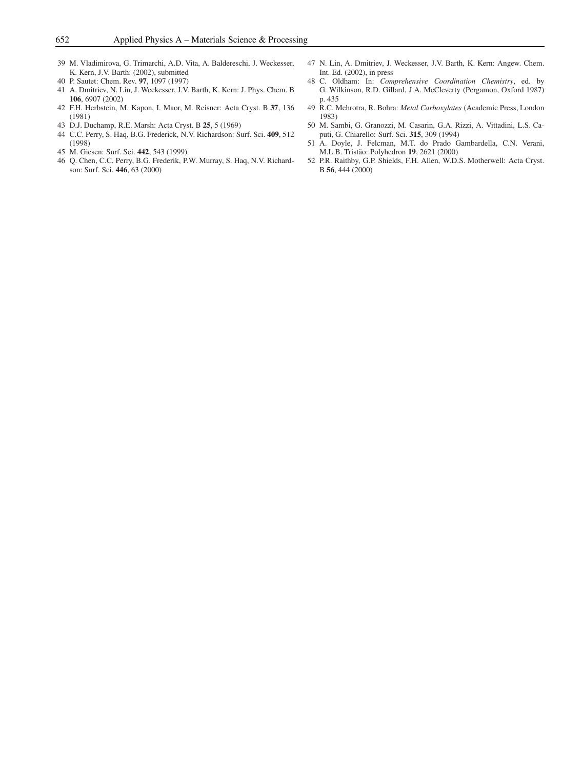39 M. Vladimirova, G. Trimarchi, A.D. Vita, A. Baldereschi, J. Weckesser, K. Kern, J.V. Barth: (2002), submitted

40 P. Sautet: Chem. Rev. **97**, 1097 (1997)

41 A. Dmitriev, N. Lin, J. Weckesser, J.V. Barth, K. Kern: J. Phys. Chem. B **106**, 6907 (2002)

42 F.H. Herbstein, M. Kapon, I. Maor, M. Reisner: Acta Cryst. B **37**, 136 (1981)

43 D.J. Duchamp, R.E. Marsh: Acta Cryst. B **25**, 5 (1969)

44 C.C. Perry, S. Haq, B.G. Frederick, N.V. Richardson: Surf. Sci. **409**, 512 (1998)

45 M. Giesen: Surf. Sci. **442**, 543 (1999)

46 Q. Chen, C.C. Perry, B.G. Frederik, P.W. Murray, S. Haq, N.V. Richardson: Surf. Sci. **446**, 63 (2000)

47 N. Lin, A. Dmitriev, J. Weckesser, J.V. Barth, K. Kern: Angew. Chem. Int. Ed. (2002), in press

48 C. Oldham: In: *Comprehensive Coordination Chemistry*, ed. by G. Wilkinson, R.D. Gillard, J.A. McCleverty (Pergamon, Oxford 1987) p. 435

49 R.C. Mehrotra, R. Bohra: *Metal Carboxylates* (Academic Press, London 1983)

50 M. Sambi, G. Granozzi, M. Casarin, G.A. Rizzi, A. Vittadini, L.S. Caputi, G. Chiarello: Surf. Sci. **315**, 309 (1994)

51 A. Doyle, J. Felcman, M.T. do Prado Gambardella, C.N. Verani, M.L.B. Tristão: Polyhedron **19**, 2621 (2000)

52 P.R. Raithby, G.P. Shields, F.H. Allen, W.D.S. Motherwell: Acta Cryst. B **56**, 444 (2000)